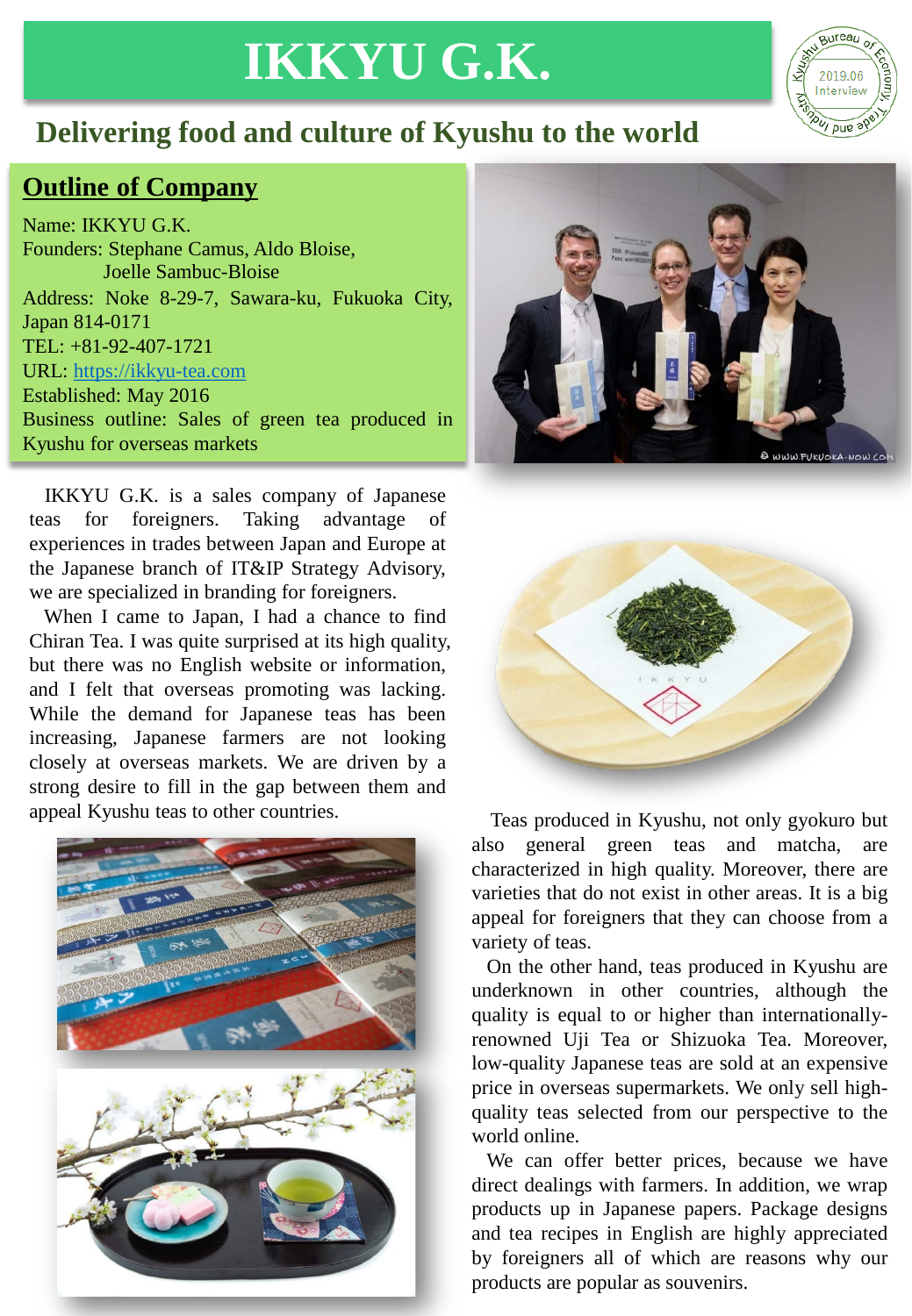# IKKYU G.K.

## Delivering food and culture of Kyushu to the world

### Outline of Company

Name: IKKYU G.K.
Founders: Stephane Camus, Aldo Bloise, Joelle Sambuc-Bloise
Address: Noke 8-29-7, Sawara-ku, Fukuoka City, Japan 814-0171
TEL: +81-92-407-1721
URL: https://ikkyu-tea.com
Established: May 2016
Business outline: Sales of green tea produced in Kyushu for overseas markets

IKKYU G.K. is a sales company of Japanese teas for foreigners. Taking advantage of experiences in trades between Japan and Europe at the Japanese branch of IT&IP Strategy Advisory, we are specialized in branding for foreigners.

When I came to Japan, I had a chance to find Chiran Tea. I was quite surprised at its high quality, but there was no English website or information, and I felt that overseas promoting was lacking. While the demand for Japanese teas has been increasing, Japanese farmers are not looking closely at overseas markets. We are driven by a strong desire to fill in the gap between them and appeal Kyushu teas to other countries.

Teas produced in Kyushu, not only gyokuro but also general green teas and matcha, are characterized in high quality. Moreover, there are varieties that do not exist in other areas. It is a big appeal for foreigners that they can choose from a variety of teas.

On the other hand, teas produced in Kyushu are underknown in other countries, although the quality is equal to or higher than internationally-renowned Uji Tea or Shizuoka Tea. Moreover, low-quality Japanese teas are sold at an expensive price in overseas supermarkets. We only sell high-quality teas selected from our perspective to the world online.

We can offer better prices, because we have direct dealings with farmers. In addition, we wrap products up in Japanese papers. Package designs and tea recipes in English are highly appreciated by foreigners all of which are reasons why our products are popular as souvenirs.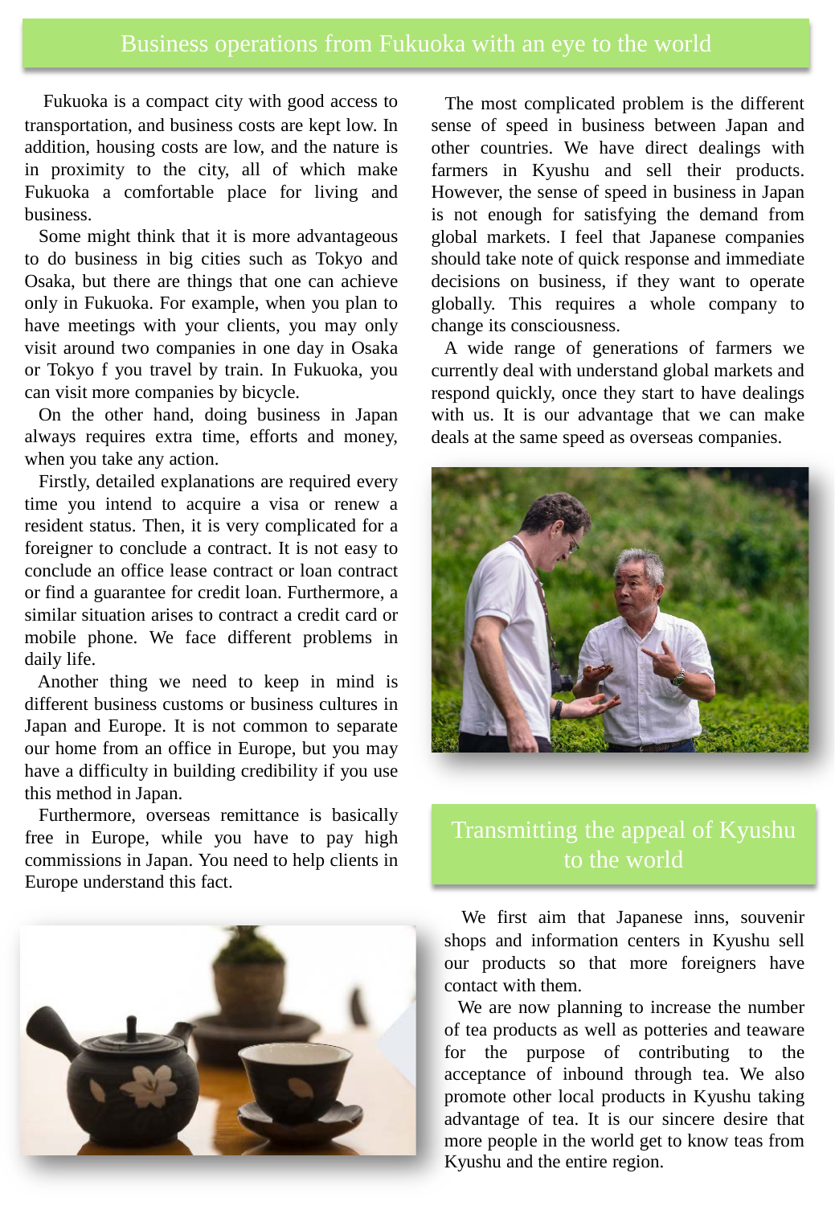## Business operations from Fukuoka with an eye to the world

Fukuoka is a compact city with good access to transportation, and business costs are kept low. In addition, housing costs are low, and the nature is in proximity to the city, all of which make Fukuoka a comfortable place for living and business.

Some might think that it is more advantageous to do business in big cities such as Tokyo and Osaka, but there are things that one can achieve only in Fukuoka. For example, when you plan to have meetings with your clients, you may only visit around two companies in one day in Osaka or Tokyo f you travel by train. In Fukuoka, you can visit more companies by bicycle.

On the other hand, doing business in Japan always requires extra time, efforts and money, when you take any action.

Firstly, detailed explanations are required every time you intend to acquire a visa or renew a resident status. Then, it is very complicated for a foreigner to conclude a contract. It is not easy to conclude an office lease contract or loan contract or find a guarantee for credit loan. Furthermore, a similar situation arises to contract a credit card or mobile phone. We face different problems in daily life.

Another thing we need to keep in mind is different business customs or business cultures in Japan and Europe. It is not common to separate our home from an office in Europe, but you may have a difficulty in building credibility if you use this method in Japan.

Furthermore, overseas remittance is basically free in Europe, while you have to pay high commissions in Japan. You need to help clients in Europe understand this fact.

The most complicated problem is the different sense of speed in business between Japan and other countries. We have direct dealings with farmers in Kyushu and sell their products. However, the sense of speed in business in Japan is not enough for satisfying the demand from global markets. I feel that Japanese companies should take note of quick response and immediate decisions on business, if they want to operate globally. This requires a whole company to change its consciousness.

A wide range of generations of farmers we currently deal with understand global markets and respond quickly, once they start to have dealings with us. It is our advantage that we can make deals at the same speed as overseas companies.

## Transmitting the appeal of Kyushu to the world

We first aim that Japanese inns, souvenir shops and information centers in Kyushu sell our products so that more foreigners have contact with them.

We are now planning to increase the number of tea products as well as potteries and teaware for the purpose of contributing to the acceptance of inbound through tea. We also promote other local products in Kyushu taking advantage of tea. It is our sincere desire that more people in the world get to know teas from Kyushu and the entire region.